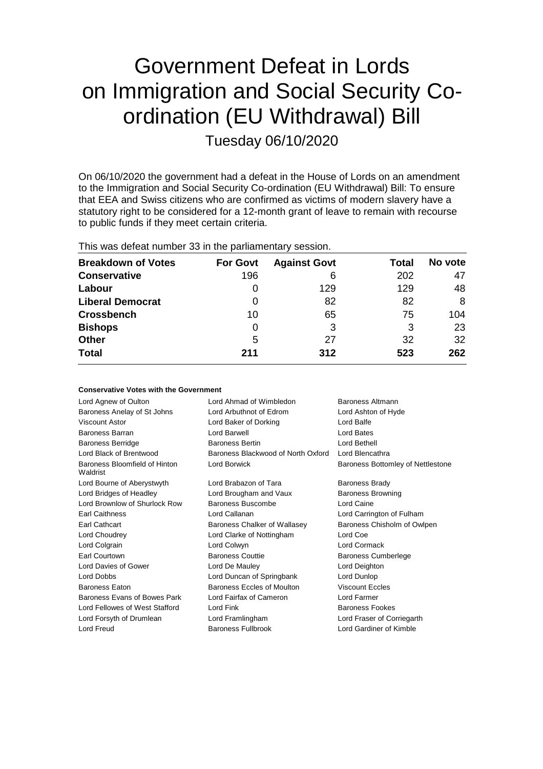# Government Defeat in Lords on Immigration and Social Security Co-ordination (EU Withdrawal) Bill

Tuesday 06/10/2020

On 06/10/2020 the government had a defeat in the House of Lords on an amendment to the Immigration and Social Security Co-ordination (EU Withdrawal) Bill: To ensure that EEA and Swiss citizens who are confirmed as victims of modern slavery have a statutory right to be considered for a 12-month grant of leave to remain with recourse to public funds if they meet certain criteria.

This was defeat number 33 in the parliamentary session.

| Breakdown of Votes | For Govt | Against Govt | Total | No vote |
|---|---|---|---|---|
| **Conservative** | 196 | 6 | 202 | 47 |
| **Labour** | 0 | 129 | 129 | 48 |
| **Liberal Democrat** | 0 | 82 | 82 | 8 |
| **Crossbench** | 10 | 65 | 75 | 104 |
| **Bishops** | 0 | 3 | 3 | 23 |
| **Other** | 5 | 27 | 32 | 32 |
| **Total** | **211** | **312** | **523** | **262** |

### Conservative Votes with the Government

| | | |
|---|---|---|
| Lord Agnew of Oulton | Lord Ahmad of Wimbledon | Baroness Altmann |
| Baroness Anelay of St Johns | Lord Arbuthnot of Edrom | Lord Ashton of Hyde |
| Viscount Astor | Lord Baker of Dorking | Lord Balfe |
| Baroness Barran | Lord Barwell | Lord Bates |
| Baroness Berridge | Baroness Bertin | Lord Bethell |
| Lord Black of Brentwood | Baroness Blackwood of North Oxford | Lord Blencathra |
| Baroness Bloomfield of Hinton Waldrist | Lord Borwick | Baroness Bottomley of Nettlestone |
| Lord Bourne of Aberystwyth | Lord Brabazon of Tara | Baroness Brady |
| Lord Bridges of Headley | Lord Brougham and Vaux | Baroness Browning |
| Lord Brownlow of Shurlock Row | Baroness Buscombe | Lord Caine |
| Earl Caithness | Lord Callanan | Lord Carrington of Fulham |
| Earl Cathcart | Baroness Chalker of Wallasey | Baroness Chisholm of Owlpen |
| Lord Choudrey | Lord Clarke of Nottingham | Lord Coe |
| Lord Colgrain | Lord Colwyn | Lord Cormack |
| Earl Courtown | Baroness Couttie | Baroness Cumberlege |
| Lord Davies of Gower | Lord De Mauley | Lord Deighton |
| Lord Dobbs | Lord Duncan of Springbank | Lord Dunlop |
| Baroness Eaton | Baroness Eccles of Moulton | Viscount Eccles |
| Baroness Evans of Bowes Park | Lord Fairfax of Cameron | Lord Farmer |
| Lord Fellowes of West Stafford | Lord Fink | Baroness Fookes |
| Lord Forsyth of Drumlean | Lord Framlingham | Lord Fraser of Corriegarth |
| Lord Freud | Baroness Fullbrook | Lord Gardiner of Kimble |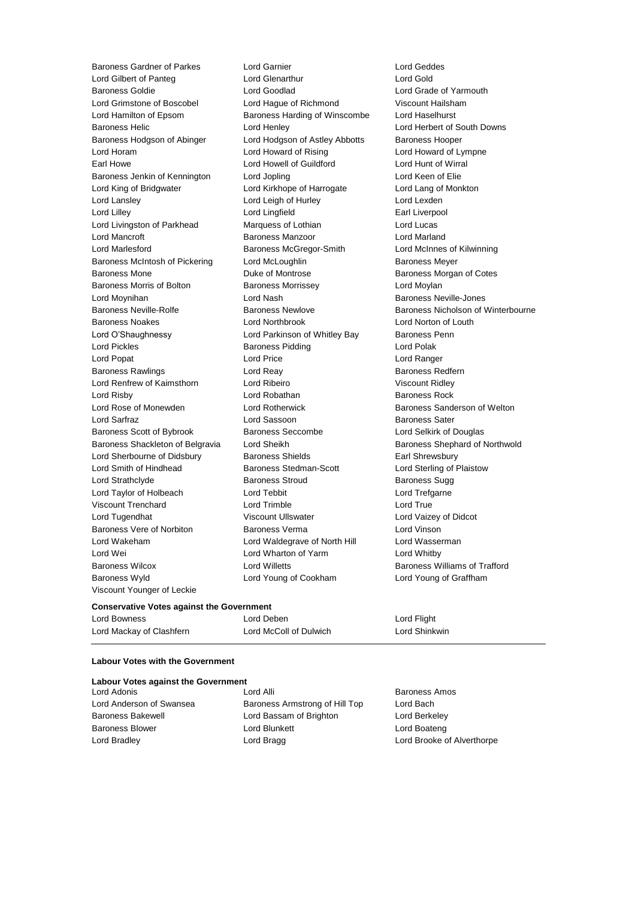Baroness Gardner of Parkes, Lord Garnier, Lord Geddes, Lord Gilbert of Panteg, Lord Glenarthur, Lord Gold, Baroness Goldie, Lord Goodlad, Lord Grade of Yarmouth, Lord Grimstone of Boscobel, Lord Hague of Richmond, Viscount Hailsham, Lord Hamilton of Epsom, Baroness Harding of Winscombe, Lord Haselhurst, Baroness Helic, Lord Henley, Lord Herbert of South Downs, Baroness Hodgson of Abinger, Lord Hodgson of Astley Abbotts, Baroness Hooper, Lord Horam, Lord Howard of Rising, Lord Howard of Lympne, Earl Howe, Lord Howell of Guildford, Lord Hunt of Wirral, Baroness Jenkin of Kennington, Lord Jopling, Lord Keen of Elie, Lord King of Bridgwater, Lord Kirkhope of Harrogate, Lord Lang of Monkton, Lord Lansley, Lord Leigh of Hurley, Lord Lexden, Lord Lilley, Lord Lingfield, Earl Liverpool, Lord Livingston of Parkhead, Marquess of Lothian, Lord Lucas, Lord Mancroft, Baroness Manzoor, Lord Marland, Lord Marlesford, Baroness McGregor-Smith, Lord McInnes of Kilwinning, Baroness McIntosh of Pickering, Lord McLoughlin, Baroness Meyer, Baroness Mone, Duke of Montrose, Baroness Morgan of Cotes, Baroness Morris of Bolton, Baroness Morrissey, Lord Moylan, Lord Moynihan, Lord Nash, Baroness Neville-Jones, Baroness Neville-Rolfe, Baroness Newlove, Baroness Nicholson of Winterbourne, Baroness Noakes, Lord Northbrook, Lord Norton of Louth, Lord O'Shaughnessy, Lord Parkinson of Whitley Bay, Baroness Penn, Lord Pickles, Baroness Pidding, Lord Polak, Lord Popat, Lord Price, Lord Ranger, Baroness Rawlings, Lord Reay, Baroness Redfern, Lord Renfrew of Kaimsthorn, Lord Ribeiro, Viscount Ridley, Lord Risby, Lord Robathan, Baroness Rock, Lord Rose of Monewden, Lord Rotherwick, Baroness Sanderson of Welton, Lord Sarfraz, Lord Sassoon, Baroness Sater, Baroness Scott of Bybrook, Baroness Seccombe, Lord Selkirk of Douglas, Baroness Shackleton of Belgravia, Lord Sheikh, Baroness Shephard of Northwold, Lord Sherbourne of Didsbury, Baroness Shields, Earl Shrewsbury, Lord Smith of Hindhead, Baroness Stedman-Scott, Lord Sterling of Plaistow, Lord Strathclyde, Baroness Stroud, Baroness Sugg, Lord Taylor of Holbeach, Lord Tebbit, Lord Trefgarne, Viscount Trenchard, Lord Trimble, Lord True, Lord Tugendhat, Viscount Ullswater, Lord Vaizey of Didcot, Baroness Vere of Norbiton, Baroness Verma, Lord Vinson, Lord Wakeham, Lord Waldegrave of North Hill, Lord Wasserman, Lord Wei, Lord Wharton of Yarm, Lord Whitby, Baroness Wilcox, Lord Willetts, Baroness Williams of Trafford, Baroness Wyld, Lord Young of Cookham, Lord Young of Graffham, Viscount Younger of Leckie

**Conservative Votes against the Government**

Lord Bowness, Lord Deben, Lord Flight, Lord Mackay of Clashfern, Lord McColl of Dulwich, Lord Shinkwin

---

**Labour Votes with the Government**

**Labour Votes against the Government**

Lord Adonis, Lord Alli, Baroness Amos, Lord Anderson of Swansea, Baroness Armstrong of Hill Top, Lord Bach, Baroness Bakewell, Lord Bassam of Brighton, Lord Berkeley, Baroness Blower, Lord Blunkett, Lord Boateng, Lord Bradley, Lord Bragg, Lord Brooke of Alverthorpe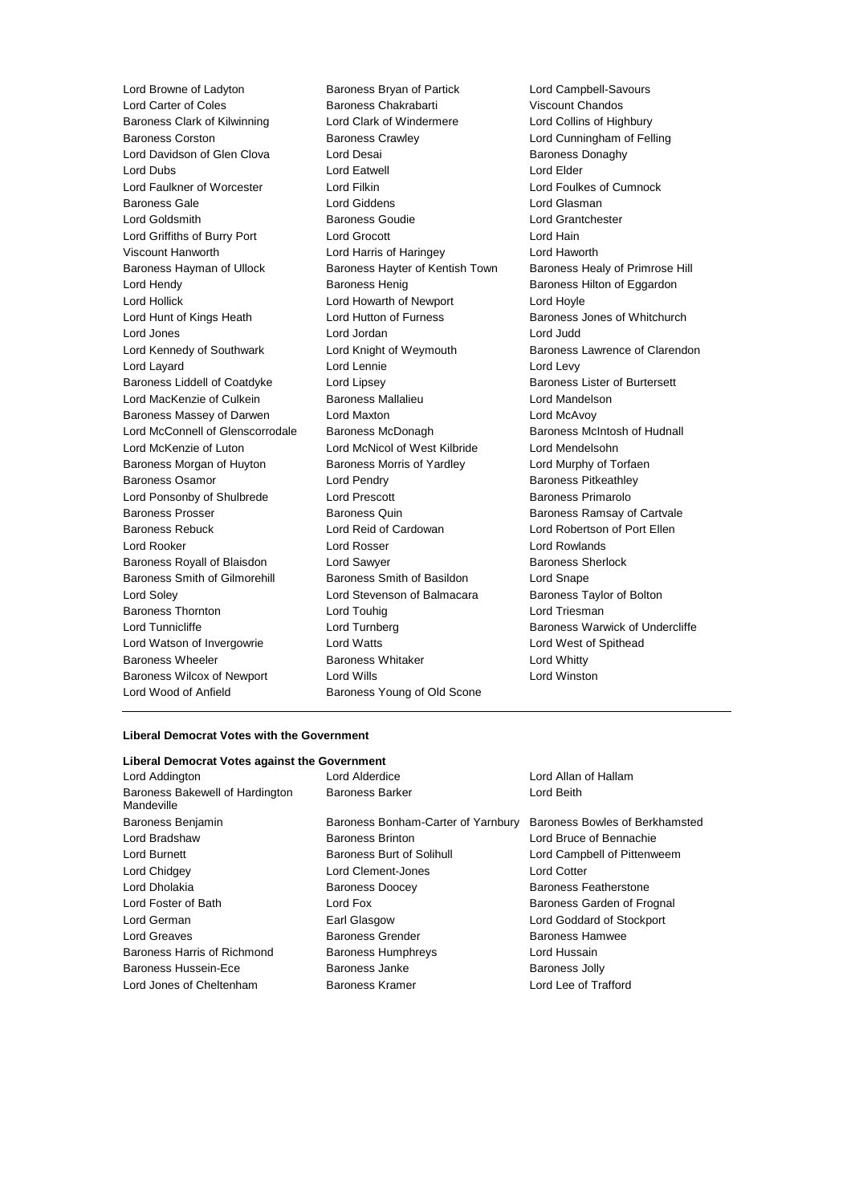Lord Browne of Ladyton
Baroness Bryan of Partick
Lord Campbell-Savours
Lord Carter of Coles
Baroness Chakrabarti
Viscount Chandos
Baroness Clark of Kilwinning
Lord Clark of Windermere
Lord Collins of Highbury
Baroness Corston
Baroness Crawley
Lord Cunningham of Felling
Lord Davidson of Glen Clova
Lord Desai
Baroness Donaghy
Lord Dubs
Lord Eatwell
Lord Elder
Lord Faulkner of Worcester
Lord Filkin
Lord Foulkes of Cumnock
Baroness Gale
Lord Giddens
Lord Glasman
Lord Goldsmith
Baroness Goudie
Lord Grantchester
Lord Griffiths of Burry Port
Lord Grocott
Lord Hain
Viscount Hanworth
Lord Harris of Haringey
Lord Haworth
Baroness Hayman of Ullock
Baroness Hayter of Kentish Town
Baroness Healy of Primrose Hill
Lord Hendy
Baroness Henig
Baroness Hilton of Eggardon
Lord Hollick
Lord Howarth of Newport
Lord Hoyle
Lord Hunt of Kings Heath
Lord Hutton of Furness
Baroness Jones of Whitchurch
Lord Jones
Lord Jordan
Lord Judd
Lord Kennedy of Southwark
Lord Knight of Weymouth
Baroness Lawrence of Clarendon
Lord Layard
Lord Lennie
Lord Levy
Baroness Liddell of Coatdyke
Lord Lipsey
Baroness Lister of Burtersett
Lord MacKenzie of Culkein
Baroness Mallalieu
Lord Mandelson
Baroness Massey of Darwen
Lord Maxton
Lord McAvoy
Lord McConnell of Glenscorrodale
Baroness McDonagh
Baroness McIntosh of Hudnall
Lord McKenzie of Luton
Lord McNicol of West Kilbride
Lord Mendelsohn
Baroness Morgan of Huyton
Baroness Morris of Yardley
Lord Murphy of Torfaen
Baroness Osamor
Lord Pendry
Baroness Pitkeathley
Lord Ponsonby of Shulbrede
Lord Prescott
Baroness Primarolo
Baroness Prosser
Baroness Quin
Baroness Ramsay of Cartvale
Baroness Rebuck
Lord Reid of Cardowan
Lord Robertson of Port Ellen
Lord Rooker
Lord Rosser
Lord Rowlands
Baroness Royall of Blaisdon
Lord Sawyer
Baroness Sherlock
Baroness Smith of Gilmorehill
Baroness Smith of Basildon
Lord Snape
Lord Soley
Lord Stevenson of Balmacara
Baroness Taylor of Bolton
Baroness Thornton
Lord Touhig
Lord Triesman
Lord Tunnicliffe
Lord Turnberg
Baroness Warwick of Undercliffe
Lord Watson of Invergowrie
Lord Watts
Lord West of Spithead
Baroness Wheeler
Baroness Whitaker
Lord Whitty
Baroness Wilcox of Newport
Lord Wills
Lord Winston
Lord Wood of Anfield
Baroness Young of Old Scone

**Liberal Democrat Votes with the Government**

**Liberal Democrat Votes against the Government**

Lord Addington
Lord Alderdice
Lord Allan of Hallam
Baroness Bakewell of Hardington Mandeville
Baroness Barker
Lord Beith
Baroness Benjamin
Baroness Bonham-Carter of Yarnbury
Baroness Bowles of Berkhamsted
Lord Bradshaw
Baroness Brinton
Lord Bruce of Bennachie
Lord Burnett
Baroness Burt of Solihull
Lord Campbell of Pittenweem
Lord Chidgey
Lord Clement-Jones
Lord Cotter
Lord Dholakia
Baroness Doocey
Baroness Featherstone
Lord Foster of Bath
Lord Fox
Baroness Garden of Frognal
Lord German
Earl Glasgow
Lord Goddard of Stockport
Lord Greaves
Baroness Grender
Baroness Hamwee
Baroness Harris of Richmond
Baroness Humphreys
Lord Hussain
Baroness Hussein-Ece
Baroness Janke
Baroness Jolly
Lord Jones of Cheltenham
Baroness Kramer
Lord Lee of Trafford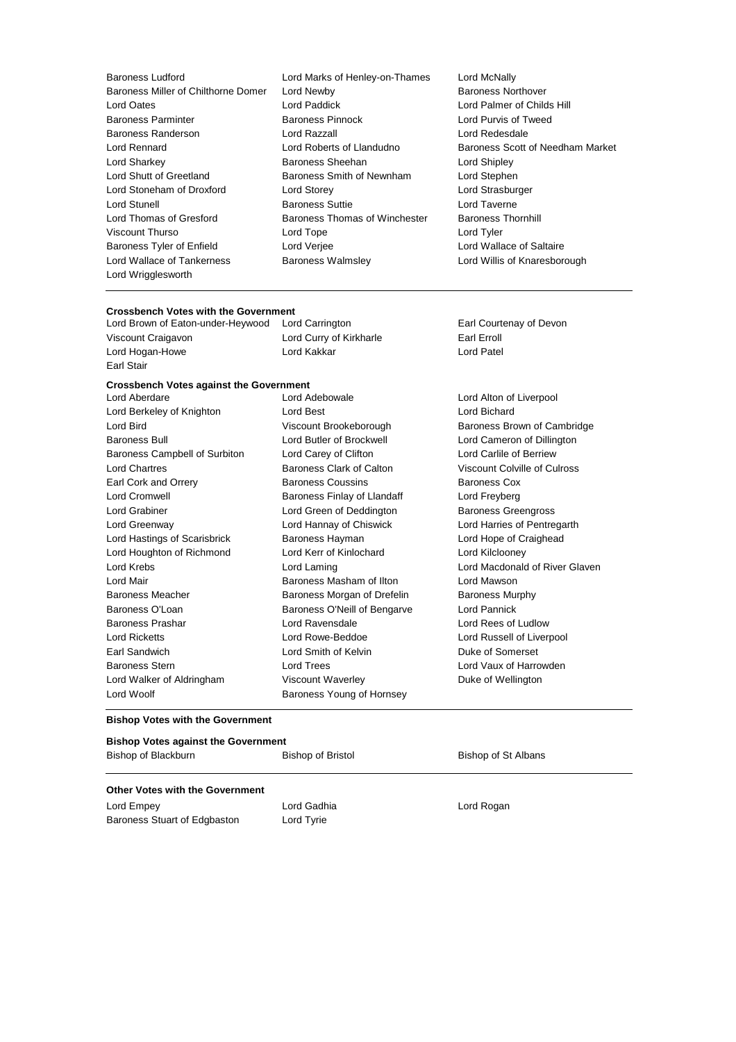Baroness Ludford, Lord Marks of Henley-on-Thames, Lord McNally, Baroness Miller of Chilthorne Domer, Lord Newby, Baroness Northover, Lord Oates, Lord Paddick, Lord Palmer of Childs Hill, Baroness Parminter, Baroness Pinnock, Lord Purvis of Tweed, Baroness Randerson, Lord Razzall, Lord Redesdale, Lord Rennard, Lord Roberts of Llandudno, Baroness Scott of Needham Market, Lord Sharkey, Baroness Sheehan, Lord Shipley, Lord Shutt of Greetland, Baroness Smith of Newnham, Lord Stephen, Lord Stoneham of Droxford, Lord Storey, Lord Strasburger, Lord Stunell, Baroness Suttie, Lord Taverne, Lord Thomas of Gresford, Baroness Thomas of Winchester, Baroness Thornhill, Viscount Thurso, Lord Tope, Lord Tyler, Baroness Tyler of Enfield, Lord Verjee, Lord Wallace of Saltaire, Lord Wallace of Tankerness, Baroness Walmsley, Lord Willis of Knaresborough, Lord Wrigglesworth

---

**Crossbench Votes with the Government**

Lord Brown of Eaton-under-Heywood, Lord Carrington, Earl Courtenay of Devon, Viscount Craigavon, Lord Curry of Kirkharle, Earl Erroll, Lord Hogan-Howe, Lord Kakkar, Lord Patel, Earl Stair

**Crossbench Votes against the Government**

Lord Aberdare, Lord Adebowale, Lord Alton of Liverpool, Lord Berkeley of Knighton, Lord Best, Lord Bichard, Lord Bird, Viscount Brookeborough, Baroness Brown of Cambridge, Baroness Bull, Lord Butler of Brockwell, Lord Cameron of Dillington, Baroness Campbell of Surbiton, Lord Carey of Clifton, Lord Carlile of Berriew, Lord Chartres, Baroness Clark of Calton, Viscount Colville of Culross, Earl Cork and Orrery, Baroness Coussins, Baroness Cox, Lord Cromwell, Baroness Finlay of Llandaff, Lord Freyberg, Lord Grabiner, Lord Green of Deddington, Baroness Greengross, Lord Greenway, Lord Hannay of Chiswick, Lord Harries of Pentregarth, Lord Hastings of Scarisbrick, Baroness Hayman, Lord Hope of Craighead, Lord Houghton of Richmond, Lord Kerr of Kinlochard, Lord Kilclooney, Lord Krebs, Lord Laming, Lord Macdonald of River Glaven, Lord Mair, Baroness Masham of Ilton, Lord Mawson, Baroness Meacher, Baroness Morgan of Drefelin, Baroness Murphy, Baroness O'Loan, Baroness O'Neill of Bengarve, Lord Pannick, Baroness Prashar, Lord Ravensdale, Lord Rees of Ludlow, Lord Ricketts, Lord Rowe-Beddoe, Lord Russell of Liverpool, Earl Sandwich, Lord Smith of Kelvin, Duke of Somerset, Baroness Stern, Lord Trees, Lord Vaux of Harrowden, Lord Walker of Aldringham, Viscount Waverley, Duke of Wellington, Lord Woolf, Baroness Young of Hornsey

---

**Bishop Votes with the Government**

**Bishop Votes against the Government**

Bishop of Blackburn, Bishop of Bristol, Bishop of St Albans

---

**Other Votes with the Government**

Lord Empey, Lord Gadhia, Lord Rogan, Baroness Stuart of Edgbaston, Lord Tyrie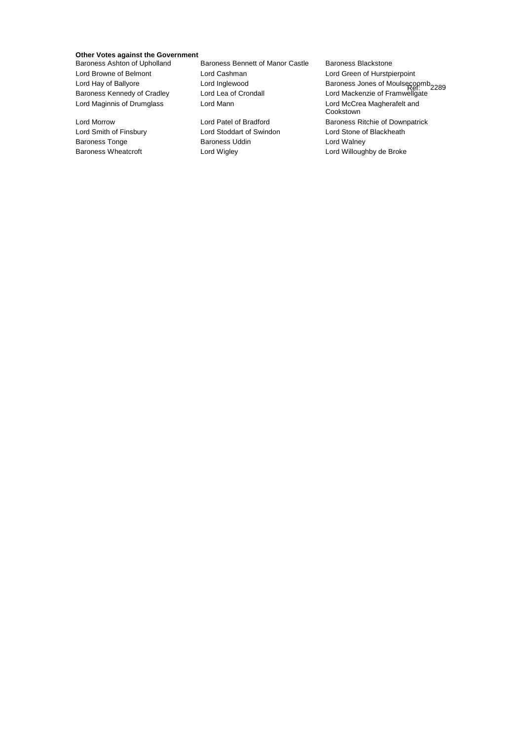**Other Votes against the Government**

Baroness Ashton of Upholland
Baroness Bennett of Manor Castle
Baroness Blackstone
Lord Browne of Belmont
Lord Cashman
Lord Green of Hurstpierpoint
Lord Hay of Ballyore
Lord Inglewood
Baroness Jones of Moulsecoomb
Baroness Kennedy of Cradley
Lord Lea of Crondall
Lord Mackenzie of Framwellgate
Lord Maginnis of Drumglass
Lord Mann
Lord McCrea Magherafelt and Cookstown
Lord Morrow
Lord Patel of Bradford
Baroness Ritchie of Downpatrick
Lord Smith of Finsbury
Lord Stoddart of Swindon
Lord Stone of Blackheath
Baroness Tonge
Baroness Uddin
Lord Walney
Baroness Wheatcroft
Lord Wigley
Lord Willoughby de Broke

Ref: 2289